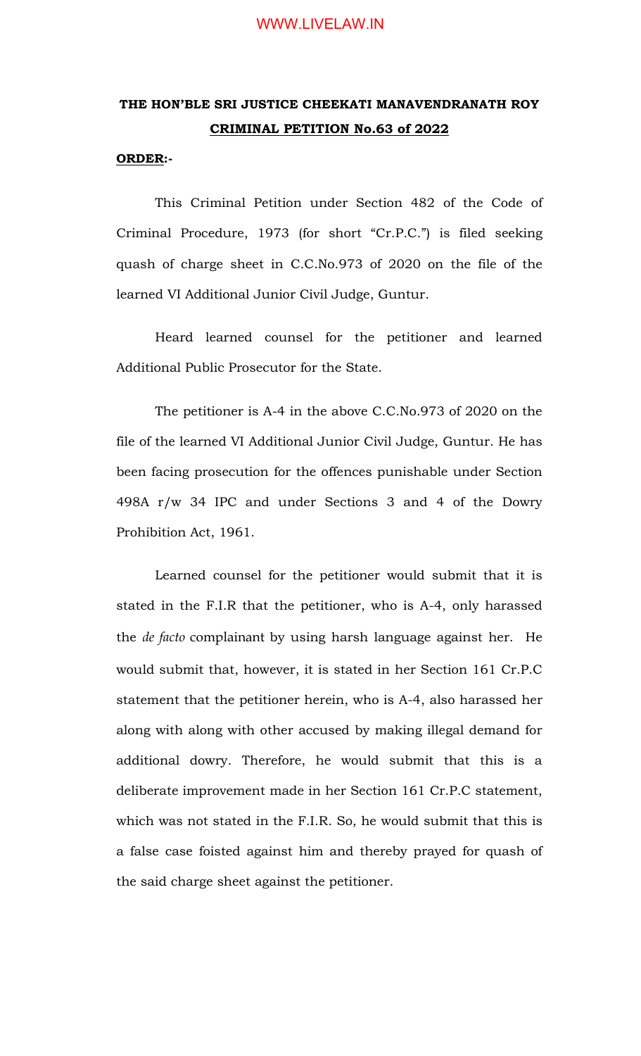**THE HON'BLE SRI JUSTICE CHEEKATI MANAVENDRANATH ROY**

**CRIMINAL PETITION No.63 of 2022**

**ORDER:-**

This Criminal Petition under Section 482 of the Code of Criminal Procedure, 1973 (for short "Cr.P.C.") is filed seeking quash of charge sheet in C.C.No.973 of 2020 on the file of the learned VI Additional Junior Civil Judge, Guntur.

Heard learned counsel for the petitioner and learned Additional Public Prosecutor for the State.

The petitioner is A-4 in the above C.C.No.973 of 2020 on the file of the learned VI Additional Junior Civil Judge, Guntur. He has been facing prosecution for the offences punishable under Section 498A r/w 34 IPC and under Sections 3 and 4 of the Dowry Prohibition Act, 1961.

Learned counsel for the petitioner would submit that it is stated in the F.I.R that the petitioner, who is A-4, only harassed the *de facto* complainant by using harsh language against her. He would submit that, however, it is stated in her Section 161 Cr.P.C statement that the petitioner herein, who is A-4, also harassed her along with along with other accused by making illegal demand for additional dowry. Therefore, he would submit that this is a deliberate improvement made in her Section 161 Cr.P.C statement, which was not stated in the F.I.R. So, he would submit that this is a false case foisted against him and thereby prayed for quash of the said charge sheet against the petitioner.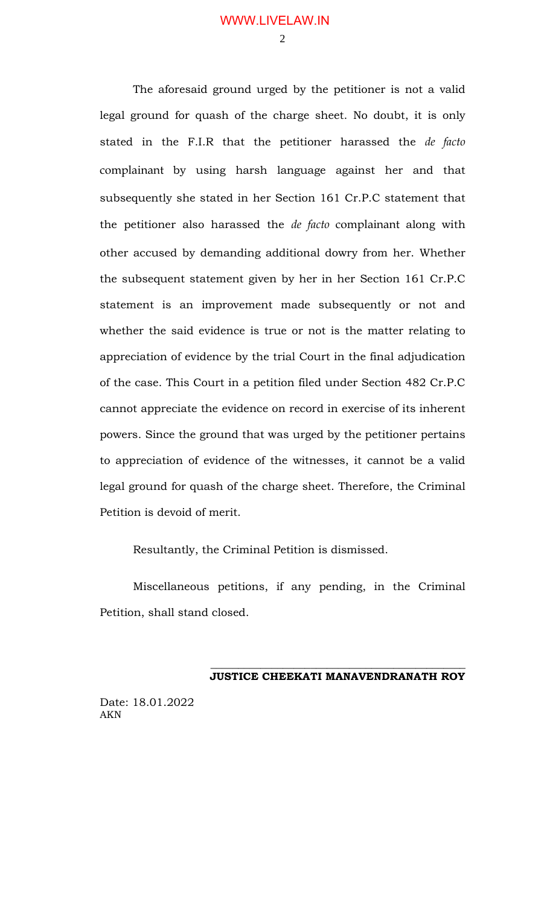The aforesaid ground urged by the petitioner is not a valid legal ground for quash of the charge sheet. No doubt, it is only stated in the F.I.R that the petitioner harassed the *de facto* complainant by using harsh language against her and that subsequently she stated in her Section 161 Cr.P.C statement that the petitioner also harassed the *de facto* complainant along with other accused by demanding additional dowry from her. Whether the subsequent statement given by her in her Section 161 Cr.P.C statement is an improvement made subsequently or not and whether the said evidence is true or not is the matter relating to appreciation of evidence by the trial Court in the final adjudication of the case. This Court in a petition filed under Section 482 Cr.P.C cannot appreciate the evidence on record in exercise of its inherent powers. Since the ground that was urged by the petitioner pertains to appreciation of evidence of the witnesses, it cannot be a valid legal ground for quash of the charge sheet. Therefore, the Criminal Petition is devoid of merit.

Resultantly, the Criminal Petition is dismissed.

Miscellaneous petitions, if any pending, in the Criminal Petition, shall stand closed.

**JUSTICE CHEEKATI MANAVENDRANATH ROY**

Date: 18.01.2022
AKN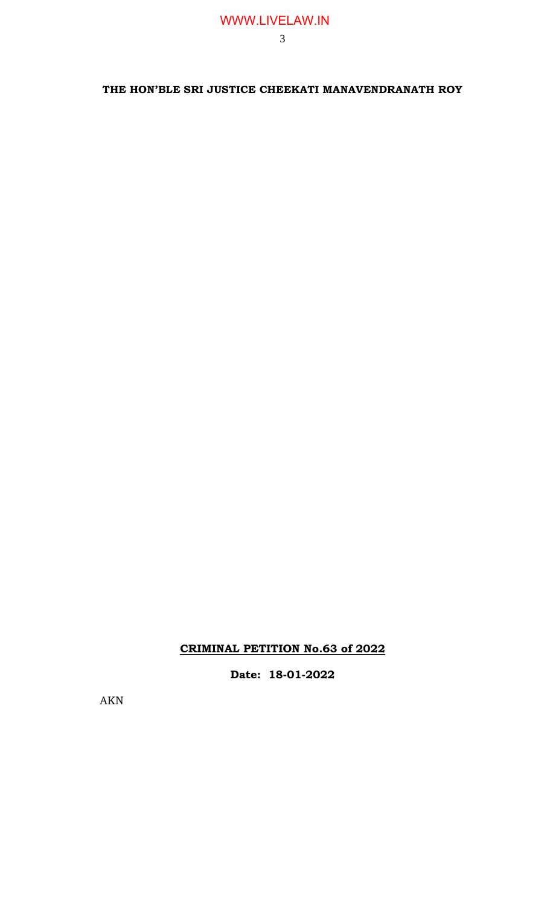**THE HON'BLE SRI JUSTICE CHEEKATI MANAVENDRANATH ROY**

**CRIMINAL PETITION No.63 of 2022**

**Date: 18-01-2022**

AKN